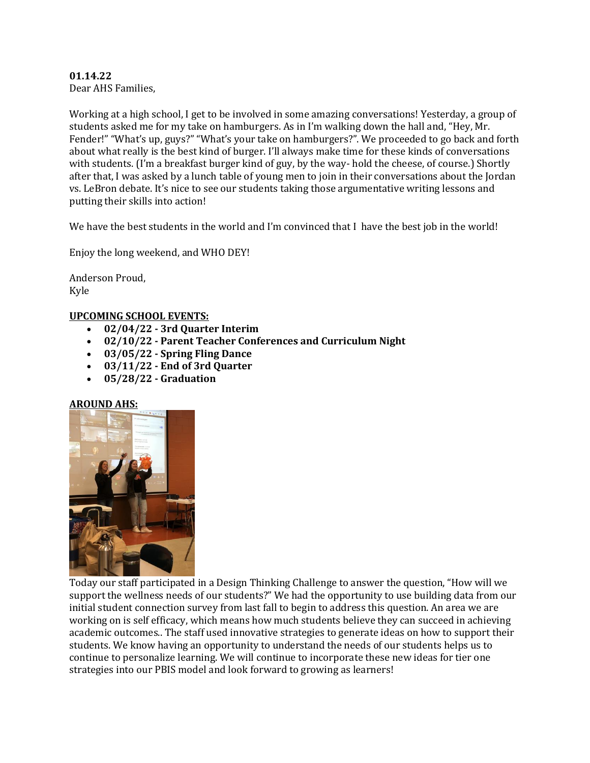**01.14.22**
Dear AHS Families,

Working at a high school, I get to be involved in some amazing conversations! Yesterday, a group of students asked me for my take on hamburgers. As in I'm walking down the hall and, "Hey, Mr. Fender!" "What's up, guys?" "What's your take on hamburgers?". We proceeded to go back and forth about what really is the best kind of burger. I'll always make time for these kinds of conversations with students. (I'm a breakfast burger kind of guy, by the way- hold the cheese, of course.) Shortly after that, I was asked by a lunch table of young men to join in their conversations about the Jordan vs. LeBron debate. It's nice to see our students taking those argumentative writing lessons and putting their skills into action!

We have the best students in the world and I'm convinced that I have the best job in the world!

Enjoy the long weekend, and WHO DEY!

Anderson Proud,
Kyle

**UPCOMING SCHOOL EVENTS:**

- **02/04/22 - 3rd Quarter Interim**
- **02/10/22 - Parent Teacher Conferences and Curriculum Night**
- **03/05/22 - Spring Fling Dance**
- **03/11/22 - End of 3rd Quarter**
- **05/28/22 - Graduation**

**AROUND AHS:**

Today our staff participated in a Design Thinking Challenge to answer the question, "How will we support the wellness needs of our students?" We had the opportunity to use building data from our initial student connection survey from last fall to begin to address this question. An area we are working on is self efficacy, which means how much students believe they can succeed in achieving academic outcomes.. The staff used innovative strategies to generate ideas on how to support their students. We know having an opportunity to understand the needs of our students helps us to continue to personalize learning. We will continue to incorporate these new ideas for tier one strategies into our PBIS model and look forward to growing as learners!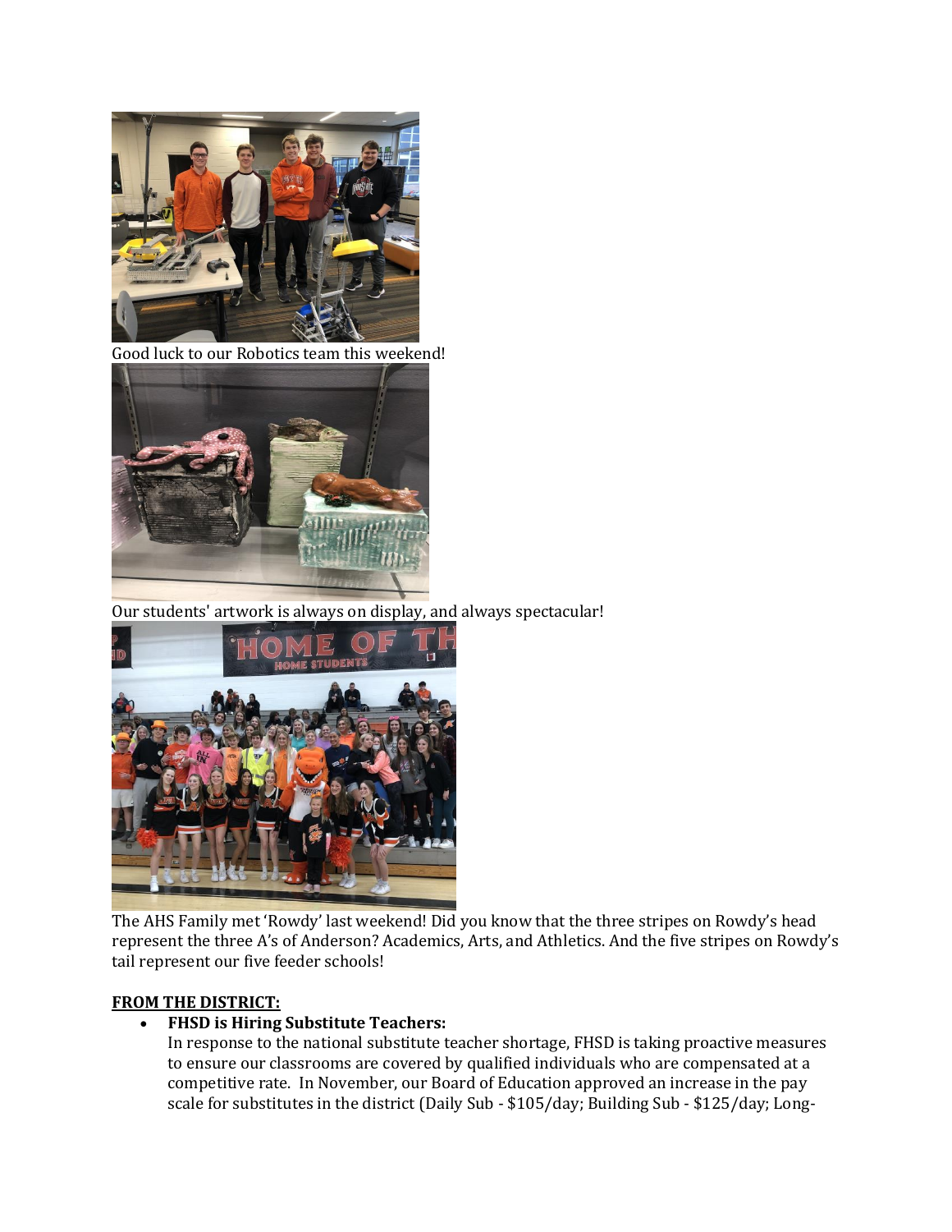Good luck to our Robotics team this weekend!

Our students' artwork is always on display, and always spectacular!

The AHS Family met 'Rowdy' last weekend! Did you know that the three stripes on Rowdy's head represent the three A's of Anderson? Academics, Arts, and Athletics. And the five stripes on Rowdy's tail represent our five feeder schools!

**FROM THE DISTRICT:**

- **FHSD is Hiring Substitute Teachers:**
  In response to the national substitute teacher shortage, FHSD is taking proactive measures to ensure our classrooms are covered by qualified individuals who are compensated at a competitive rate. In November, our Board of Education approved an increase in the pay scale for substitutes in the district (Daily Sub - $105/day; Building Sub - $125/day; Long-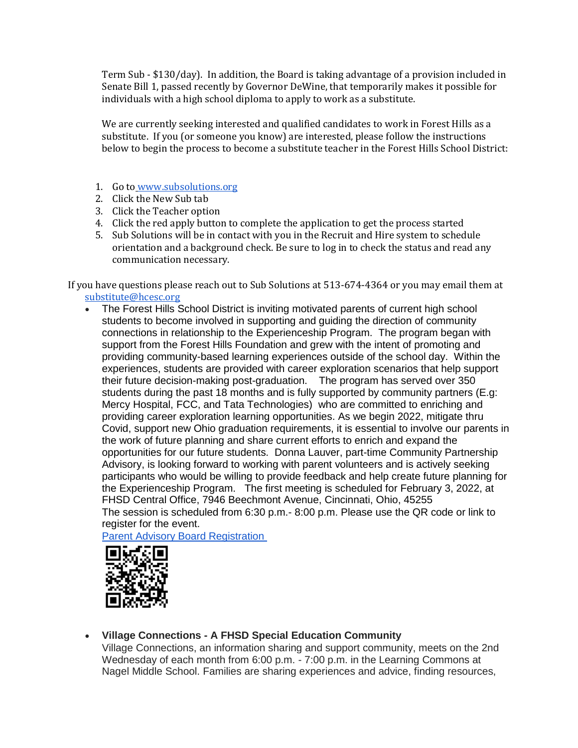Term Sub - $130/day). In addition, the Board is taking advantage of a provision included in Senate Bill 1, passed recently by Governor DeWine, that temporarily makes it possible for individuals with a high school diploma to apply to work as a substitute.

We are currently seeking interested and qualified candidates to work in Forest Hills as a substitute. If you (or someone you know) are interested, please follow the instructions below to begin the process to become a substitute teacher in the Forest Hills School District:

1. Go to [www.subsolutions.org](http://www.subsolutions.org)
2. Click the New Sub tab
3. Click the Teacher option
4. Click the red apply button to complete the application to get the process started
5. Sub Solutions will be in contact with you in the Recruit and Hire system to schedule orientation and a background check. Be sure to log in to check the status and read any communication necessary.

If you have questions please reach out to Sub Solutions at 513-674-4364 or you may email them at [substitute@hcesc.org](mailto:substitute@hcesc.org)

- The Forest Hills School District is inviting motivated parents of current high school students to become involved in supporting and guiding the direction of community connections in relationship to the Experienceship Program. The program began with support from the Forest Hills Foundation and grew with the intent of promoting and providing community-based learning experiences outside of the school day. Within the experiences, students are provided with career exploration scenarios that help support their future decision-making post-graduation. The program has served over 350 students during the past 18 months and is fully supported by community partners (E.g: Mercy Hospital, FCC, and Tata Technologies) who are committed to enriching and providing career exploration learning opportunities. As we begin 2022, mitigate thru Covid, support new Ohio graduation requirements, it is essential to involve our parents in the work of future planning and share current efforts to enrich and expand the opportunities for our future students. Donna Lauver, part-time Community Partnership Advisory, is looking forward to working with parent volunteers and is actively seeking participants who would be willing to provide feedback and help create future planning for the Experienceship Program. The first meeting is scheduled for February 3, 2022, at FHSD Central Office, 7946 Beechmont Avenue, Cincinnati, Ohio, 45255
  The session is scheduled from 6:30 p.m.- 8:00 p.m. Please use the QR code or link to register for the event.
  Parent Advisory Board Registration

- **Village Connections - A FHSD Special Education Community**
  Village Connections, an information sharing and support community, meets on the 2nd Wednesday of each month from 6:00 p.m. - 7:00 p.m. in the Learning Commons at Nagel Middle School. Families are sharing experiences and advice, finding resources,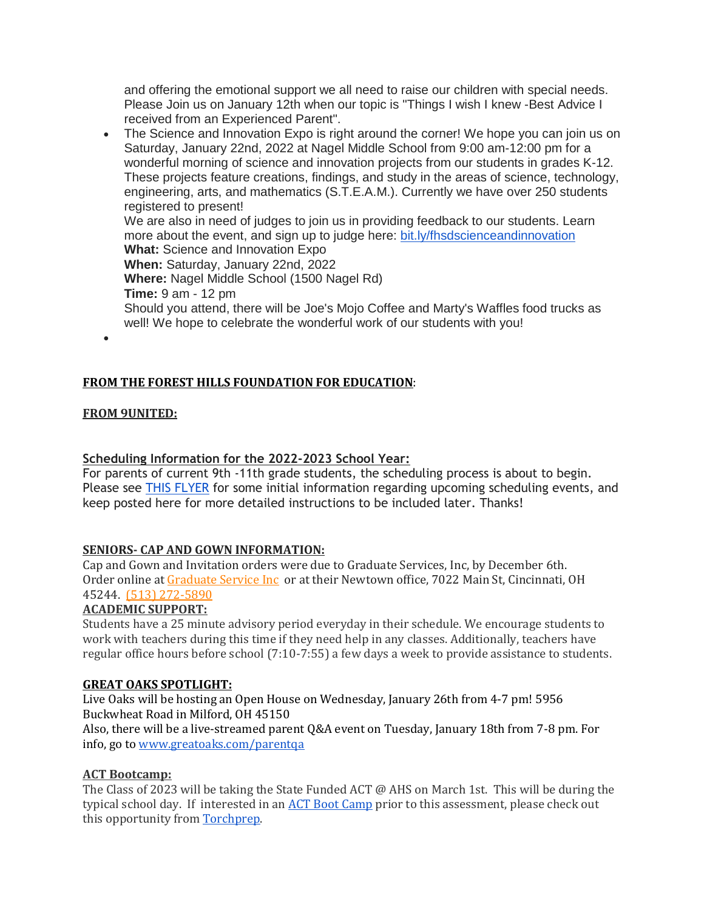and offering the emotional support we all need to raise our children with special needs. Please Join us on January 12th when our topic is "Things I wish I knew -Best Advice I received from an Experienced Parent".

- The Science and Innovation Expo is right around the corner! We hope you can join us on Saturday, January 22nd, 2022 at Nagel Middle School from 9:00 am-12:00 pm for a wonderful morning of science and innovation projects from our students in grades K-12. These projects feature creations, findings, and study in the areas of science, technology, engineering, arts, and mathematics (S.T.E.A.M.). Currently we have over 250 students registered to present!
  We are also in need of judges to join us in providing feedback to our students. Learn more about the event, and sign up to judge here: bit.ly/fhsdscienceandinnovation
  **What:** Science and Innovation Expo
  **When:** Saturday, January 22nd, 2022
  **Where:** Nagel Middle School (1500 Nagel Rd)
  **Time:** 9 am - 12 pm
  Should you attend, there will be Joe's Mojo Coffee and Marty's Waffles food trucks as well! We hope to celebrate the wonderful work of our students with you!
- 

**FROM THE FOREST HILLS FOUNDATION FOR EDUCATION**:

**FROM 9UNITED:**

**Scheduling Information for the 2022-2023 School Year:**
For parents of current 9th -11th grade students, the scheduling process is about to begin. Please see THIS FLYER for some initial information regarding upcoming scheduling events, and keep posted here for more detailed instructions to be included later. Thanks!

**SENIORS- CAP AND GOWN INFORMATION:**
Cap and Gown and Invitation orders were due to Graduate Services, Inc, by December 6th. Order online at Graduate Service Inc or at their Newtown office, 7022 Main St, Cincinnati, OH 45244. (513) 272-5890

**ACADEMIC SUPPORT:**
Students have a 25 minute advisory period everyday in their schedule. We encourage students to work with teachers during this time if they need help in any classes. Additionally, teachers have regular office hours before school (7:10-7:55) a few days a week to provide assistance to students.

**GREAT OAKS SPOTLIGHT:**
Live Oaks will be hosting an Open House on Wednesday, January 26th from 4-7 pm! 5956 Buckwheat Road in Milford, OH 45150
Also, there will be a live-streamed parent Q&A event on Tuesday, January 18th from 7-8 pm. For info, go to www.greatoaks.com/parentqa

**ACT Bootcamp:**
The Class of 2023 will be taking the State Funded ACT @ AHS on March 1st. This will be during the typical school day. If interested in an ACT Boot Camp prior to this assessment, please check out this opportunity from Torchprep.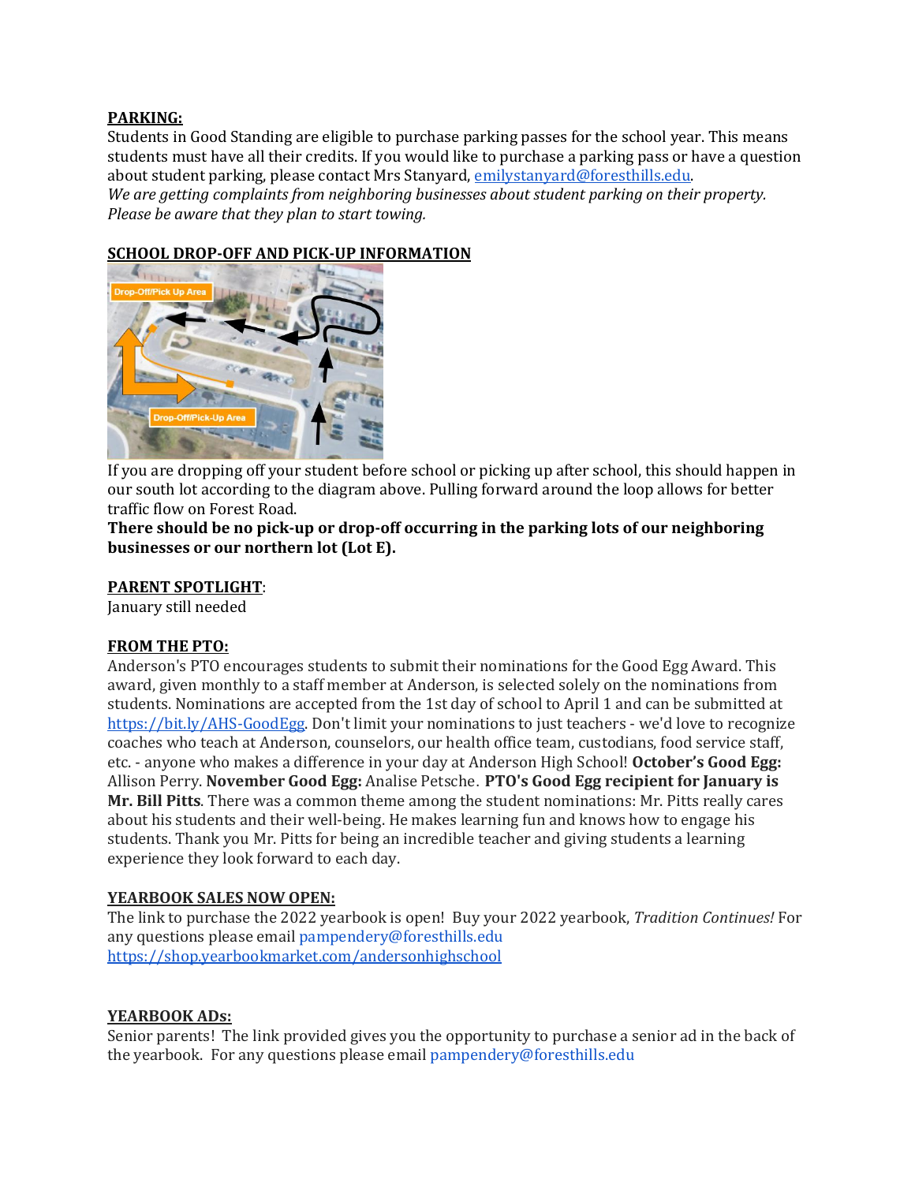**PARKING:**

Students in Good Standing are eligible to purchase parking passes for the school year. This means students must have all their credits. If you would like to purchase a parking pass or have a question about student parking, please contact Mrs Stanyard, emilystanyard@foresthills.edu.

*We are getting complaints from neighboring businesses about student parking on their property. Please be aware that they plan to start towing.*

**SCHOOL DROP-OFF AND PICK-UP INFORMATION**

If you are dropping off your student before school or picking up after school, this should happen in our south lot according to the diagram above. Pulling forward around the loop allows for better traffic flow on Forest Road.

**There should be no pick-up or drop-off occurring in the parking lots of our neighboring businesses or our northern lot (Lot E).**

**PARENT SPOTLIGHT**:

January still needed

**FROM THE PTO:**

Anderson's PTO encourages students to submit their nominations for the Good Egg Award. This award, given monthly to a staff member at Anderson, is selected solely on the nominations from students. Nominations are accepted from the 1st day of school to April 1 and can be submitted at https://bit.ly/AHS-GoodEgg. Don't limit your nominations to just teachers - we'd love to recognize coaches who teach at Anderson, counselors, our health office team, custodians, food service staff, etc. - anyone who makes a difference in your day at Anderson High School! **October's Good Egg:** Allison Perry. **November Good Egg:** Analise Petsche. **PTO's Good Egg recipient for January is Mr. Bill Pitts**. There was a common theme among the student nominations: Mr. Pitts really cares about his students and their well-being. He makes learning fun and knows how to engage his students. Thank you Mr. Pitts for being an incredible teacher and giving students a learning experience they look forward to each day.

**YEARBOOK SALES NOW OPEN:**

The link to purchase the 2022 yearbook is open! Buy your 2022 yearbook, *Tradition Continues!* For any questions please email pampendery@foresthills.edu
https://shop.yearbookmarket.com/andersonhighschool

**YEARBOOK ADs:**

Senior parents! The link provided gives you the opportunity to purchase a senior ad in the back of the yearbook. For any questions please email pampendery@foresthills.edu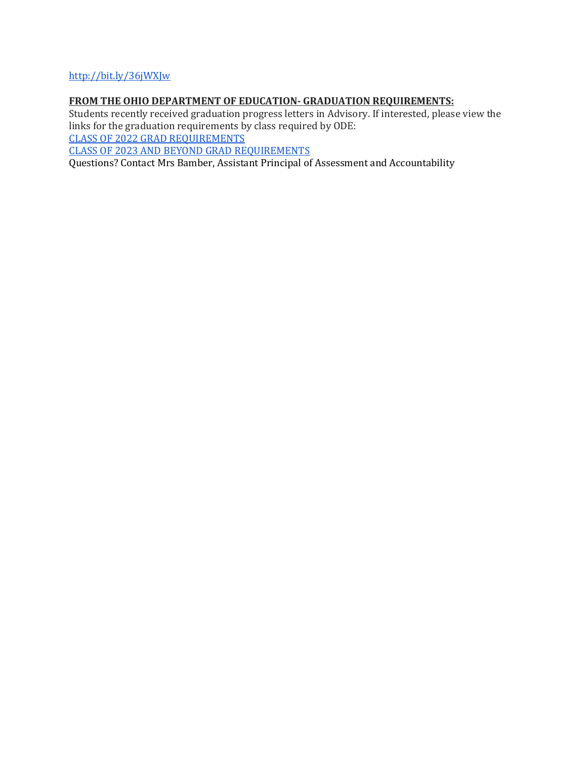http://bit.ly/36jWXJw

**FROM THE OHIO DEPARTMENT OF EDUCATION- GRADUATION REQUIREMENTS:**

Students recently received graduation progress letters in Advisory. If interested, please view the links for the graduation requirements by class required by ODE:

CLASS OF 2022 GRAD REQUIREMENTS

CLASS OF 2023 AND BEYOND GRAD REQUIREMENTS

Questions? Contact Mrs Bamber, Assistant Principal of Assessment and Accountability